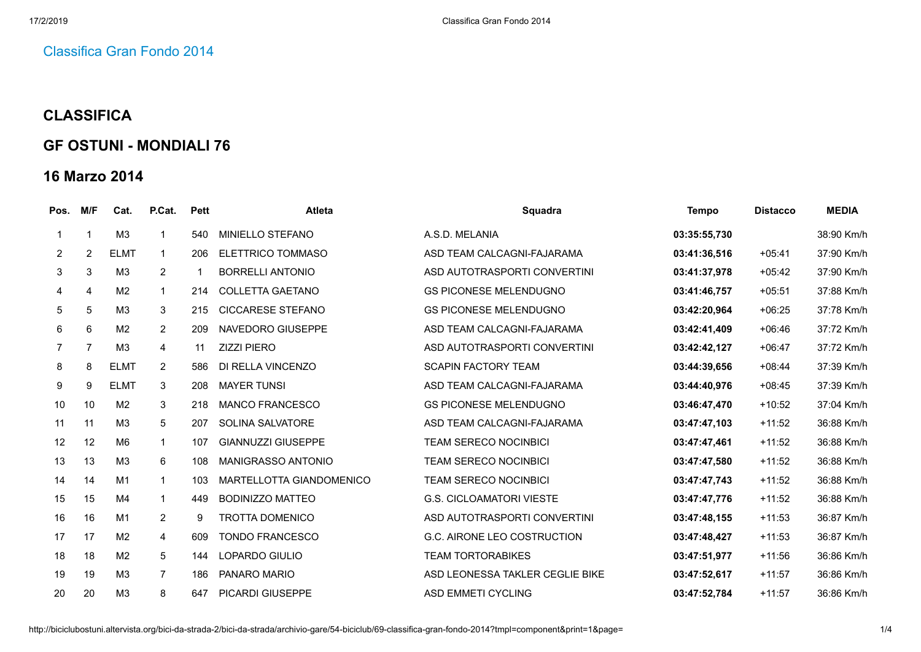# Classifica Gran Fondo 2014

## CLASSIFICA

## GF OSTUNI - MONDIALI 76

## 16 Marzo 2014

| Pos. | M/F | Cat. | P.Cat. | Pett | Atleta | Squadra | Tempo | Distacco | MEDIA |
|---|---|---|---|---|---|---|---|---|---|
| 1 | 1 | M3 | 1 | 540 | MINIELLO STEFANO | A.S.D. MELANIA | **03:35:55,730** | | 38:90 Km/h |
| 2 | 2 | ELMT | 1 | 206 | ELETTRICO TOMMASO | ASD TEAM CALCAGNI-FAJARAMA | **03:41:36,516** | +05:41 | 37:90 Km/h |
| 3 | 3 | M3 | 2 | 1 | BORRELLI ANTONIO | ASD AUTOTRASPORTI CONVERTINI | **03:41:37,978** | +05:42 | 37:90 Km/h |
| 4 | 4 | M2 | 1 | 214 | COLLETTA GAETANO | GS PICONESE MELENDUGNO | **03:41:46,757** | +05:51 | 37:88 Km/h |
| 5 | 5 | M3 | 3 | 215 | CICCARESE STEFANO | GS PICONESE MELENDUGNO | **03:42:20,964** | +06:25 | 37:78 Km/h |
| 6 | 6 | M2 | 2 | 209 | NAVEDORO GIUSEPPE | ASD TEAM CALCAGNI-FAJARAMA | **03:42:41,409** | +06:46 | 37:72 Km/h |
| 7 | 7 | M3 | 4 | 11 | ZIZZI PIERO | ASD AUTOTRASPORTI CONVERTINI | **03:42:42,127** | +06:47 | 37:72 Km/h |
| 8 | 8 | ELMT | 2 | 586 | DI RELLA VINCENZO | SCAPIN FACTORY TEAM | **03:44:39,656** | +08:44 | 37:39 Km/h |
| 9 | 9 | ELMT | 3 | 208 | MAYER TUNSI | ASD TEAM CALCAGNI-FAJARAMA | **03:44:40,976** | +08:45 | 37:39 Km/h |
| 10 | 10 | M2 | 3 | 218 | MANCO FRANCESCO | GS PICONESE MELENDUGNO | **03:46:47,470** | +10:52 | 37:04 Km/h |
| 11 | 11 | M3 | 5 | 207 | SOLINA SALVATORE | ASD TEAM CALCAGNI-FAJARAMA | **03:47:47,103** | +11:52 | 36:88 Km/h |
| 12 | 12 | M6 | 1 | 107 | GIANNUZZI GIUSEPPE | TEAM SERECO NOCINBICI | **03:47:47,461** | +11:52 | 36:88 Km/h |
| 13 | 13 | M3 | 6 | 108 | MANIGRASSO ANTONIO | TEAM SERECO NOCINBICI | **03:47:47,580** | +11:52 | 36:88 Km/h |
| 14 | 14 | M1 | 1 | 103 | MARTELLOTTA GIANDOMENICO | TEAM SERECO NOCINBICI | **03:47:47,743** | +11:52 | 36:88 Km/h |
| 15 | 15 | M4 | 1 | 449 | BODINIZZO MATTEO | G.S. CICLOAMATORI VIESTE | **03:47:47,776** | +11:52 | 36:88 Km/h |
| 16 | 16 | M1 | 2 | 9 | TROTTA DOMENICO | ASD AUTOTRASPORTI CONVERTINI | **03:47:48,155** | +11:53 | 36:87 Km/h |
| 17 | 17 | M2 | 4 | 609 | TONDO FRANCESCO | G.C. AIRONE LEO COSTRUCTION | **03:47:48,427** | +11:53 | 36:87 Km/h |
| 18 | 18 | M2 | 5 | 144 | LOPARDO GIULIO | TEAM TORTORABIKES | **03:47:51,977** | +11:56 | 36:86 Km/h |
| 19 | 19 | M3 | 7 | 186 | PANARO MARIO | ASD LEONESSA TAKLER CEGLIE BIKE | **03:47:52,617** | +11:57 | 36:86 Km/h |
| 20 | 20 | M3 | 8 | 647 | PICARDI GIUSEPPE | ASD EMMETI CYCLING | **03:47:52,784** | +11:57 | 36:86 Km/h |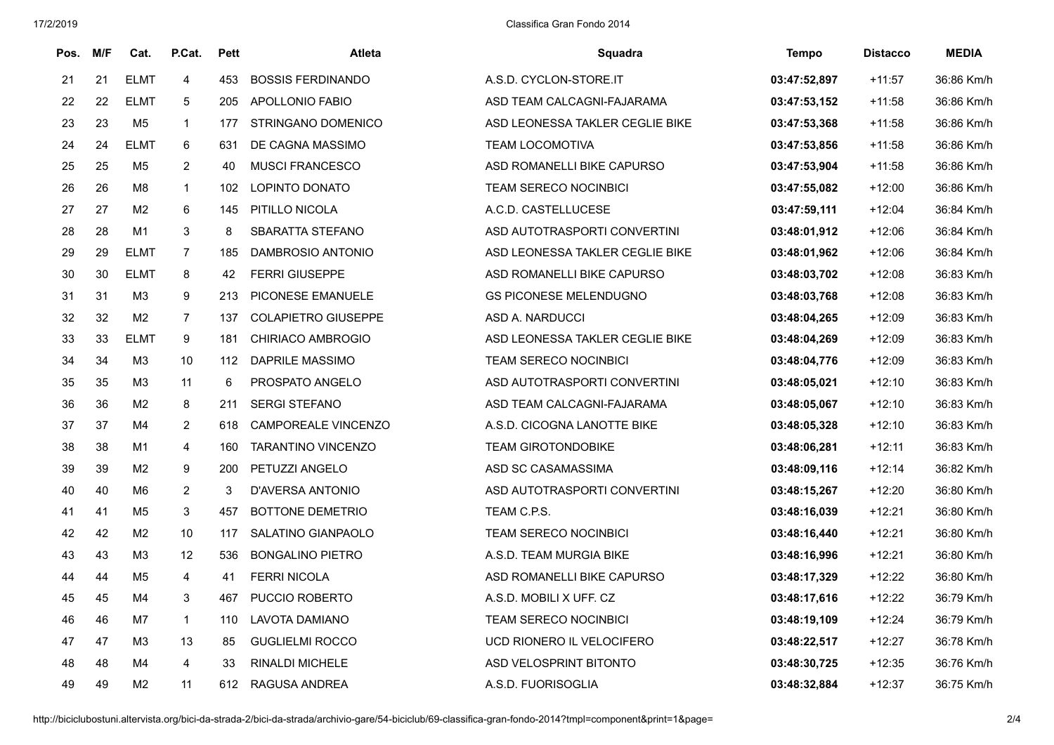| Pos. | M/F | Cat. | P.Cat. | Pett | Atleta | Squadra | Tempo | Distacco | MEDIA |
|---|---|---|---|---|---|---|---|---|---|
| 21 | 21 | ELMT | 4 | 453 | BOSSIS FERDINANDO | A.S.D. CYCLON-STORE.IT | **03:47:52,897** | +11:57 | 36:86 Km/h |
| 22 | 22 | ELMT | 5 | 205 | APOLLONIO FABIO | ASD TEAM CALCAGNI-FAJARAMA | **03:47:53,152** | +11:58 | 36:86 Km/h |
| 23 | 23 | M5 | 1 | 177 | STRINGANO DOMENICO | ASD LEONESSA TAKLER CEGLIE BIKE | **03:47:53,368** | +11:58 | 36:86 Km/h |
| 24 | 24 | ELMT | 6 | 631 | DE CAGNA MASSIMO | TEAM LOCOMOTIVA | **03:47:53,856** | +11:58 | 36:86 Km/h |
| 25 | 25 | M5 | 2 | 40 | MUSCI FRANCESCO | ASD ROMANELLI BIKE CAPURSO | **03:47:53,904** | +11:58 | 36:86 Km/h |
| 26 | 26 | M8 | 1 | 102 | LOPINTO DONATO | TEAM SERECO NOCINBICI | **03:47:55,082** | +12:00 | 36:86 Km/h |
| 27 | 27 | M2 | 6 | 145 | PITILLO NICOLA | A.C.D. CASTELLUCESE | **03:47:59,111** | +12:04 | 36:84 Km/h |
| 28 | 28 | M1 | 3 | 8 | SBARATTA STEFANO | ASD AUTOTRASPORTI CONVERTINI | **03:48:01,912** | +12:06 | 36:84 Km/h |
| 29 | 29 | ELMT | 7 | 185 | DAMBROSIO ANTONIO | ASD LEONESSA TAKLER CEGLIE BIKE | **03:48:01,962** | +12:06 | 36:84 Km/h |
| 30 | 30 | ELMT | 8 | 42 | FERRI GIUSEPPE | ASD ROMANELLI BIKE CAPURSO | **03:48:03,702** | +12:08 | 36:83 Km/h |
| 31 | 31 | M3 | 9 | 213 | PICONESE EMANUELE | GS PICONESE MELENDUGNO | **03:48:03,768** | +12:08 | 36:83 Km/h |
| 32 | 32 | M2 | 7 | 137 | COLAPIETRO GIUSEPPE | ASD A. NARDUCCI | **03:48:04,265** | +12:09 | 36:83 Km/h |
| 33 | 33 | ELMT | 9 | 181 | CHIRIACO AMBROGIO | ASD LEONESSA TAKLER CEGLIE BIKE | **03:48:04,269** | +12:09 | 36:83 Km/h |
| 34 | 34 | M3 | 10 | 112 | DAPRILE MASSIMO | TEAM SERECO NOCINBICI | **03:48:04,776** | +12:09 | 36:83 Km/h |
| 35 | 35 | M3 | 11 | 6 | PROSPATO ANGELO | ASD AUTOTRASPORTI CONVERTINI | **03:48:05,021** | +12:10 | 36:83 Km/h |
| 36 | 36 | M2 | 8 | 211 | SERGI STEFANO | ASD TEAM CALCAGNI-FAJARAMA | **03:48:05,067** | +12:10 | 36:83 Km/h |
| 37 | 37 | M4 | 2 | 618 | CAMPOREALE VINCENZO | A.S.D. CICOGNA LANOTTE BIKE | **03:48:05,328** | +12:10 | 36:83 Km/h |
| 38 | 38 | M1 | 4 | 160 | TARANTINO VINCENZO | TEAM GIROTONDOBIKE | **03:48:06,281** | +12:11 | 36:83 Km/h |
| 39 | 39 | M2 | 9 | 200 | PETUZZI ANGELO | ASD SC CASAMASSIMA | **03:48:09,116** | +12:14 | 36:82 Km/h |
| 40 | 40 | M6 | 2 | 3 | D'AVERSA ANTONIO | ASD AUTOTRASPORTI CONVERTINI | **03:48:15,267** | +12:20 | 36:80 Km/h |
| 41 | 41 | M5 | 3 | 457 | BOTTONE DEMETRIO | TEAM C.P.S. | **03:48:16,039** | +12:21 | 36:80 Km/h |
| 42 | 42 | M2 | 10 | 117 | SALATINO GIANPAOLO | TEAM SERECO NOCINBICI | **03:48:16,440** | +12:21 | 36:80 Km/h |
| 43 | 43 | M3 | 12 | 536 | BONGALINO PIETRO | A.S.D. TEAM MURGIA BIKE | **03:48:16,996** | +12:21 | 36:80 Km/h |
| 44 | 44 | M5 | 4 | 41 | FERRI NICOLA | ASD ROMANELLI BIKE CAPURSO | **03:48:17,329** | +12:22 | 36:80 Km/h |
| 45 | 45 | M4 | 3 | 467 | PUCCIO ROBERTO | A.S.D. MOBILI X UFF. CZ | **03:48:17,616** | +12:22 | 36:79 Km/h |
| 46 | 46 | M7 | 1 | 110 | LAVOTA DAMIANO | TEAM SERECO NOCINBICI | **03:48:19,109** | +12:24 | 36:79 Km/h |
| 47 | 47 | M3 | 13 | 85 | GUGLIELMI ROCCO | UCD RIONERO IL VELOCIFERO | **03:48:22,517** | +12:27 | 36:78 Km/h |
| 48 | 48 | M4 | 4 | 33 | RINALDI MICHELE | ASD VELOSPRINT BITONTO | **03:48:30,725** | +12:35 | 36:76 Km/h |
| 49 | 49 | M2 | 11 | 612 | RAGUSA ANDREA | A.S.D. FUORISOGLIA | **03:48:32,884** | +12:37 | 36:75 Km/h |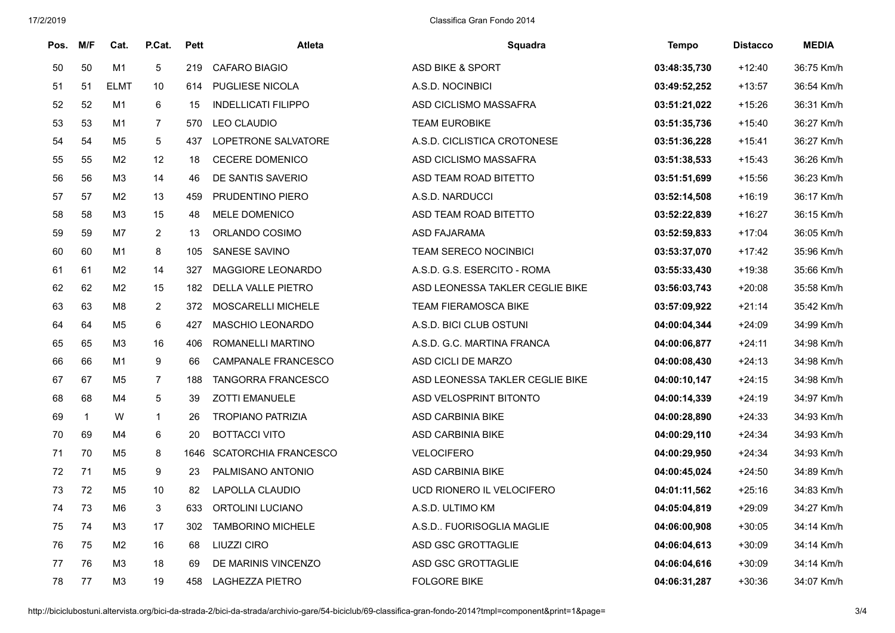| Pos. | M/F | Cat. | P.Cat. | Pett | Atleta | Squadra | Tempo | Distacco | MEDIA |
|---|---|---|---|---|---|---|---|---|---|
| 50 | 50 | M1 | 5 | 219 | CAFARO BIAGIO | ASD BIKE & SPORT | **03:48:35,730** | +12:40 | 36:75 Km/h |
| 51 | 51 | ELMT | 10 | 614 | PUGLIESE NICOLA | A.S.D. NOCINBICI | **03:49:52,252** | +13:57 | 36:54 Km/h |
| 52 | 52 | M1 | 6 | 15 | INDELLICATI FILIPPO | ASD CICLISMO MASSAFRA | **03:51:21,022** | +15:26 | 36:31 Km/h |
| 53 | 53 | M1 | 7 | 570 | LEO CLAUDIO | TEAM EUROBIKE | **03:51:35,736** | +15:40 | 36:27 Km/h |
| 54 | 54 | M5 | 5 | 437 | LOPETRONE SALVATORE | A.S.D. CICLISTICA CROTONESE | **03:51:36,228** | +15:41 | 36:27 Km/h |
| 55 | 55 | M2 | 12 | 18 | CECERE DOMENICO | ASD CICLISMO MASSAFRA | **03:51:38,533** | +15:43 | 36:26 Km/h |
| 56 | 56 | M3 | 14 | 46 | DE SANTIS SAVERIO | ASD TEAM ROAD BITETTO | **03:51:51,699** | +15:56 | 36:23 Km/h |
| 57 | 57 | M2 | 13 | 459 | PRUDENTINO PIERO | A.S.D. NARDUCCI | **03:52:14,508** | +16:19 | 36:17 Km/h |
| 58 | 58 | M3 | 15 | 48 | MELE DOMENICO | ASD TEAM ROAD BITETTO | **03:52:22,839** | +16:27 | 36:15 Km/h |
| 59 | 59 | M7 | 2 | 13 | ORLANDO COSIMO | ASD FAJARAMA | **03:52:59,833** | +17:04 | 36:05 Km/h |
| 60 | 60 | M1 | 8 | 105 | SANESE SAVINO | TEAM SERECO NOCINBICI | **03:53:37,070** | +17:42 | 35:96 Km/h |
| 61 | 61 | M2 | 14 | 327 | MAGGIORE LEONARDO | A.S.D. G.S. ESERCITO - ROMA | **03:55:33,430** | +19:38 | 35:66 Km/h |
| 62 | 62 | M2 | 15 | 182 | DELLA VALLE PIETRO | ASD LEONESSA TAKLER CEGLIE BIKE | **03:56:03,743** | +20:08 | 35:58 Km/h |
| 63 | 63 | M8 | 2 | 372 | MOSCARELLI MICHELE | TEAM FIERAMOSCA BIKE | **03:57:09,922** | +21:14 | 35:42 Km/h |
| 64 | 64 | M5 | 6 | 427 | MASCHIO LEONARDO | A.S.D. BICI CLUB OSTUNI | **04:00:04,344** | +24:09 | 34:99 Km/h |
| 65 | 65 | M3 | 16 | 406 | ROMANELLI MARTINO | A.S.D. G.C. MARTINA FRANCA | **04:00:06,877** | +24:11 | 34:98 Km/h |
| 66 | 66 | M1 | 9 | 66 | CAMPANALE FRANCESCO | ASD CICLI DE MARZO | **04:00:08,430** | +24:13 | 34:98 Km/h |
| 67 | 67 | M5 | 7 | 188 | TANGORRA FRANCESCO | ASD LEONESSA TAKLER CEGLIE BIKE | **04:00:10,147** | +24:15 | 34:98 Km/h |
| 68 | 68 | M4 | 5 | 39 | ZOTTI EMANUELE | ASD VELOSPRINT BITONTO | **04:00:14,339** | +24:19 | 34:97 Km/h |
| 69 | 1 | W | 1 | 26 | TROPIANO PATRIZIA | ASD CARBINIA BIKE | **04:00:28,890** | +24:33 | 34:93 Km/h |
| 70 | 69 | M4 | 6 | 20 | BOTTACCI VITO | ASD CARBINIA BIKE | **04:00:29,110** | +24:34 | 34:93 Km/h |
| 71 | 70 | M5 | 8 | 1646 | SCATORCHIA FRANCESCO | VELOCIFERO | **04:00:29,950** | +24:34 | 34:93 Km/h |
| 72 | 71 | M5 | 9 | 23 | PALMISANO ANTONIO | ASD CARBINIA BIKE | **04:00:45,024** | +24:50 | 34:89 Km/h |
| 73 | 72 | M5 | 10 | 82 | LAPOLLA CLAUDIO | UCD RIONERO IL VELOCIFERO | **04:01:11,562** | +25:16 | 34:83 Km/h |
| 74 | 73 | M6 | 3 | 633 | ORTOLINI LUCIANO | A.S.D. ULTIMO KM | **04:05:04,819** | +29:09 | 34:27 Km/h |
| 75 | 74 | M3 | 17 | 302 | TAMBORINO MICHELE | A.S.D.. FUORISOGLIA MAGLIE | **04:06:00,908** | +30:05 | 34:14 Km/h |
| 76 | 75 | M2 | 16 | 68 | LIUZZI CIRO | ASD GSC GROTTAGLIE | **04:06:04,613** | +30:09 | 34:14 Km/h |
| 77 | 76 | M3 | 18 | 69 | DE MARINIS VINCENZO | ASD GSC GROTTAGLIE | **04:06:04,616** | +30:09 | 34:14 Km/h |
| 78 | 77 | M3 | 19 | 458 | LAGHEZZA PIETRO | FOLGORE BIKE | **04:06:31,287** | +30:36 | 34:07 Km/h |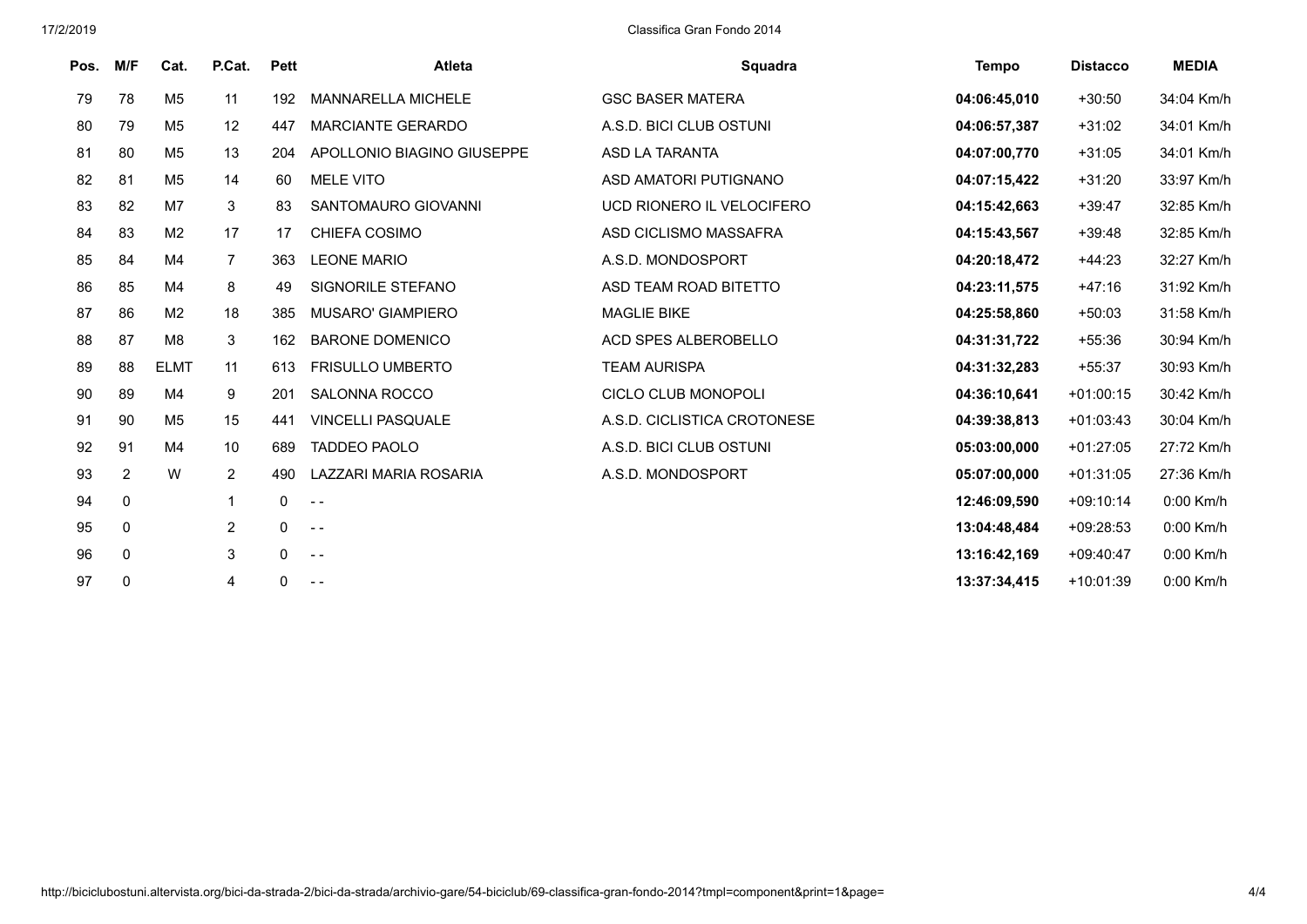| Pos. | M/F | Cat. | P.Cat. | Pett | Atleta | Squadra | Tempo | Distacco | MEDIA |
|---|---|---|---|---|---|---|---|---|---|
| 79 | 78 | M5 | 11 | 192 | MANNARELLA MICHELE | GSC BASER MATERA | **04:06:45,010** | +30:50 | 34:04 Km/h |
| 80 | 79 | M5 | 12 | 447 | MARCIANTE GERARDO | A.S.D. BICI CLUB OSTUNI | **04:06:57,387** | +31:02 | 34:01 Km/h |
| 81 | 80 | M5 | 13 | 204 | APOLLONIO BIAGINO GIUSEPPE | ASD LA TARANTA | **04:07:00,770** | +31:05 | 34:01 Km/h |
| 82 | 81 | M5 | 14 | 60 | MELE VITO | ASD AMATORI PUTIGNANO | **04:07:15,422** | +31:20 | 33:97 Km/h |
| 83 | 82 | M7 | 3 | 83 | SANTOMAURO GIOVANNI | UCD RIONERO IL VELOCIFERO | **04:15:42,663** | +39:47 | 32:85 Km/h |
| 84 | 83 | M2 | 17 | 17 | CHIEFA COSIMO | ASD CICLISMO MASSAFRA | **04:15:43,567** | +39:48 | 32:85 Km/h |
| 85 | 84 | M4 | 7 | 363 | LEONE MARIO | A.S.D. MONDOSPORT | **04:20:18,472** | +44:23 | 32:27 Km/h |
| 86 | 85 | M4 | 8 | 49 | SIGNORILE STEFANO | ASD TEAM ROAD BITETTO | **04:23:11,575** | +47:16 | 31:92 Km/h |
| 87 | 86 | M2 | 18 | 385 | MUSARO' GIAMPIERO | MAGLIE BIKE | **04:25:58,860** | +50:03 | 31:58 Km/h |
| 88 | 87 | M8 | 3 | 162 | BARONE DOMENICO | ACD SPES ALBEROBELLO | **04:31:31,722** | +55:36 | 30:94 Km/h |
| 89 | 88 | ELMT | 11 | 613 | FRISULLO UMBERTO | TEAM AURISPA | **04:31:32,283** | +55:37 | 30:93 Km/h |
| 90 | 89 | M4 | 9 | 201 | SALONNA ROCCO | CICLO CLUB MONOPOLI | **04:36:10,641** | +01:00:15 | 30:42 Km/h |
| 91 | 90 | M5 | 15 | 441 | VINCELLI PASQUALE | A.S.D. CICLISTICA CROTONESE | **04:39:38,813** | +01:03:43 | 30:04 Km/h |
| 92 | 91 | M4 | 10 | 689 | TADDEO PAOLO | A.S.D. BICI CLUB OSTUNI | **05:03:00,000** | +01:27:05 | 27:72 Km/h |
| 93 | 2 | W | 2 | 490 | LAZZARI MARIA ROSARIA | A.S.D. MONDOSPORT | **05:07:00,000** | +01:31:05 | 27:36 Km/h |
| 94 | 0 | | 1 | 0 | - - | | **12:46:09,590** | +09:10:14 | 0:00 Km/h |
| 95 | 0 | | 2 | 0 | - - | | **13:04:48,484** | +09:28:53 | 0:00 Km/h |
| 96 | 0 | | 3 | 0 | - - | | **13:16:42,169** | +09:40:47 | 0:00 Km/h |
| 97 | 0 | | 4 | 0 | - - | | **13:37:34,415** | +10:01:39 | 0:00 Km/h |